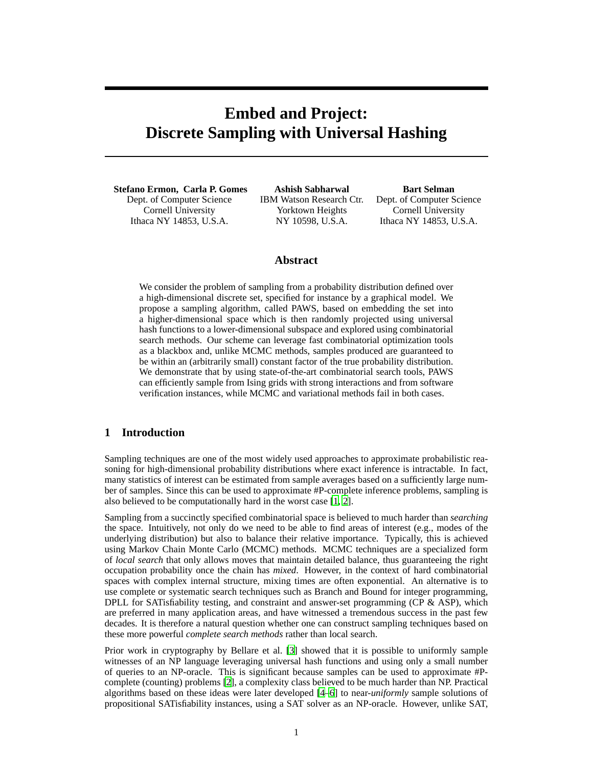# Embed and Project: Discrete Sampling with Universal Hashing

**Stefano Ermon, Carla P. Gomes**
Dept. of Computer Science
Cornell University
Ithaca NY 14853, U.S.A.

**Ashish Sabharwal**
IBM Watson Research Ctr.
Yorktown Heights
NY 10598, U.S.A.

**Bart Selman**
Dept. of Computer Science
Cornell University
Ithaca NY 14853, U.S.A.

## Abstract

We consider the problem of sampling from a probability distribution defined over a high-dimensional discrete set, specified for instance by a graphical model. We propose a sampling algorithm, called PAWS, based on embedding the set into a higher-dimensional space which is then randomly projected using universal hash functions to a lower-dimensional subspace and explored using combinatorial search methods. Our scheme can leverage fast combinatorial optimization tools as a blackbox and, unlike MCMC methods, samples produced are guaranteed to be within an (arbitrarily small) constant factor of the true probability distribution. We demonstrate that by using state-of-the-art combinatorial search tools, PAWS can efficiently sample from Ising grids with strong interactions and from software verification instances, while MCMC and variational methods fail in both cases.

## 1 Introduction

Sampling techniques are one of the most widely used approaches to approximate probabilistic reasoning for high-dimensional probability distributions where exact inference is intractable. In fact, many statistics of interest can be estimated from sample averages based on a sufficiently large number of samples. Since this can be used to approximate #P-complete inference problems, sampling is also believed to be computationally hard in the worst case [1, 2].

Sampling from a succinctly specified combinatorial space is believed to much harder than *searching* the space. Intuitively, not only do we need to be able to find areas of interest (e.g., modes of the underlying distribution) but also to balance their relative importance. Typically, this is achieved using Markov Chain Monte Carlo (MCMC) methods. MCMC techniques are a specialized form of *local search* that only allows moves that maintain detailed balance, thus guaranteeing the right occupation probability once the chain has *mixed*. However, in the context of hard combinatorial spaces with complex internal structure, mixing times are often exponential. An alternative is to use complete or systematic search techniques such as Branch and Bound for integer programming, DPLL for SATisfiability testing, and constraint and answer-set programming (CP & ASP), which are preferred in many application areas, and have witnessed a tremendous success in the past few decades. It is therefore a natural question whether one can construct sampling techniques based on these more powerful *complete search methods* rather than local search.

Prior work in cryptography by Bellare et al. [3] showed that it is possible to uniformly sample witnesses of an NP language leveraging universal hash functions and using only a small number of queries to an NP-oracle. This is significant because samples can be used to approximate #P-complete (counting) problems [2], a complexity class believed to be much harder than NP. Practical algorithms based on these ideas were later developed [4–6] to near-*uniformly* sample solutions of propositional SATisfiability instances, using a SAT solver as an NP-oracle. However, unlike SAT,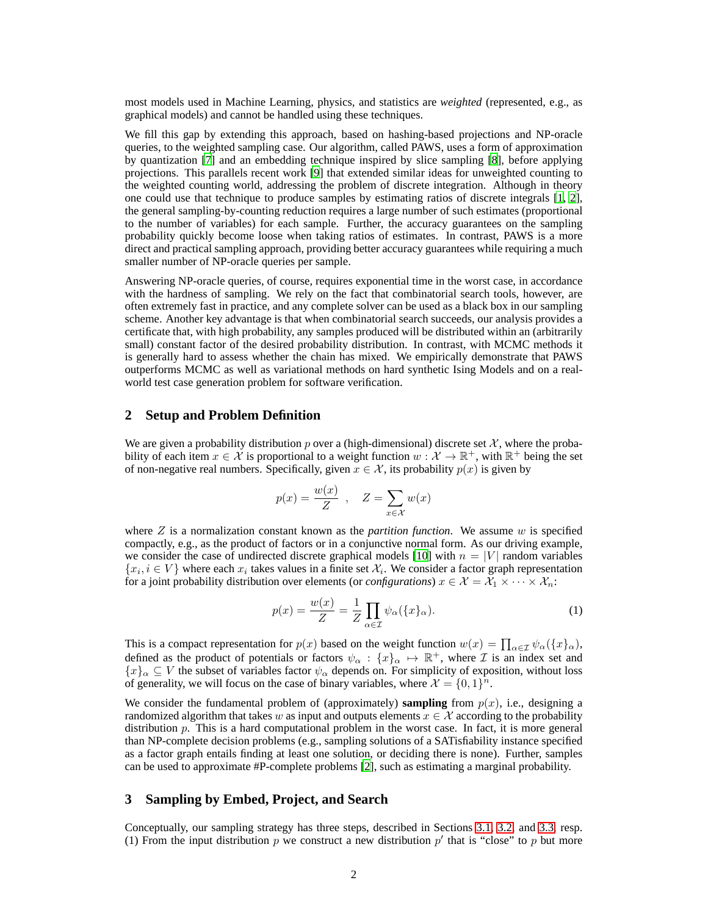most models used in Machine Learning, physics, and statistics are *weighted* (represented, e.g., as graphical models) and cannot be handled using these techniques.

We fill this gap by extending this approach, based on hashing-based projections and NP-oracle queries, to the weighted sampling case. Our algorithm, called PAWS, uses a form of approximation by quantization [7] and an embedding technique inspired by slice sampling [8], before applying projections. This parallels recent work [9] that extended similar ideas for unweighted counting to the weighted counting world, addressing the problem of discrete integration. Although in theory one could use that technique to produce samples by estimating ratios of discrete integrals [1, 2], the general sampling-by-counting reduction requires a large number of such estimates (proportional to the number of variables) for each sample. Further, the accuracy guarantees on the sampling probability quickly become loose when taking ratios of estimates. In contrast, PAWS is a more direct and practical sampling approach, providing better accuracy guarantees while requiring a much smaller number of NP-oracle queries per sample.

Answering NP-oracle queries, of course, requires exponential time in the worst case, in accordance with the hardness of sampling. We rely on the fact that combinatorial search tools, however, are often extremely fast in practice, and any complete solver can be used as a black box in our sampling scheme. Another key advantage is that when combinatorial search succeeds, our analysis provides a certificate that, with high probability, any samples produced will be distributed within an (arbitrarily small) constant factor of the desired probability distribution. In contrast, with MCMC methods it is generally hard to assess whether the chain has mixed. We empirically demonstrate that PAWS outperforms MCMC as well as variational methods on hard synthetic Ising Models and on a real-world test case generation problem for software verification.

## 2 Setup and Problem Definition

We are given a probability distribution $p$ over a (high-dimensional) discrete set $\mathcal{X}$, where the probability of each item $x \in \mathcal{X}$ is proportional to a weight function $w : \mathcal{X} \to \mathbb{R}^+$, with $\mathbb{R}^+$ being the set of non-negative real numbers. Specifically, given $x \in \mathcal{X}$, its probability $p(x)$ is given by

$$p(x) = \frac{w(x)}{Z} \quad , \quad Z = \sum_{x \in \mathcal{X}} w(x)$$

where $Z$ is a normalization constant known as the *partition function*. We assume $w$ is specified compactly, e.g., as the product of factors or in a conjunctive normal form. As our driving example, we consider the case of undirected discrete graphical models [10] with $n = |V|$ random variables $\{x_i, i \in V\}$ where each $x_i$ takes values in a finite set $\mathcal{X}_i$. We consider a factor graph representation for a joint probability distribution over elements (or *configurations*) $x \in \mathcal{X} = \mathcal{X}_1 \times \cdots \times \mathcal{X}_n$:

$$p(x) = \frac{w(x)}{Z} = \frac{1}{Z} \prod_{\alpha \in \mathcal{I}} \psi_\alpha(\{x\}_\alpha). \tag{1}$$

This is a compact representation for $p(x)$ based on the weight function $w(x) = \prod_{\alpha \in \mathcal{I}} \psi_\alpha(\{x\}_\alpha)$, defined as the product of potentials or factors $\psi_\alpha : \{x\}_\alpha \mapsto \mathbb{R}^+$, where $\mathcal{I}$ is an index set and $\{x\}_\alpha \subseteq V$ the subset of variables factor $\psi_\alpha$ depends on. For simplicity of exposition, without loss of generality, we will focus on the case of binary variables, where $\mathcal{X} = \{0, 1\}^n$.

We consider the fundamental problem of (approximately) **sampling** from $p(x)$, i.e., designing a randomized algorithm that takes $w$ as input and outputs elements $x \in \mathcal{X}$ according to the probability distribution $p$. This is a hard computational problem in the worst case. In fact, it is more general than NP-complete decision problems (e.g., sampling solutions of a SATisfiability instance specified as a factor graph entails finding at least one solution, or deciding there is none). Further, samples can be used to approximate #P-complete problems [2], such as estimating a marginal probability.

## 3 Sampling by Embed, Project, and Search

Conceptually, our sampling strategy has three steps, described in Sections 3.1, 3.2, and 3.3, resp. (1) From the input distribution $p$ we construct a new distribution $p'$ that is "close" to $p$ but more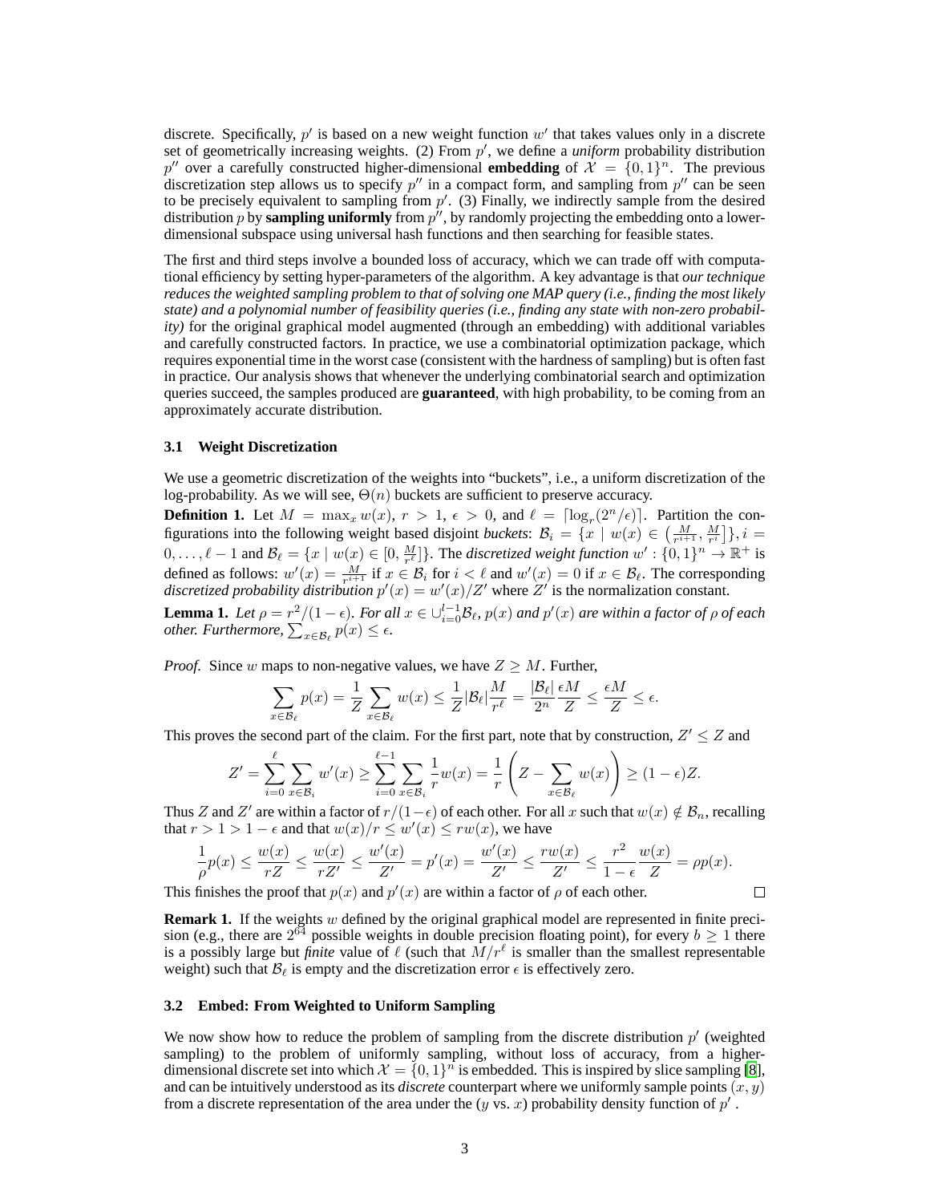discrete. Specifically, $p'$ is based on a new weight function $w'$ that takes values only in a discrete set of geometrically increasing weights. (2) From $p'$, we define a *uniform* probability distribution $p''$ over a carefully constructed higher-dimensional **embedding** of $\mathcal{X} = \{0,1\}^n$. The previous discretization step allows us to specify $p''$ in a compact form, and sampling from $p''$ can be seen to be precisely equivalent to sampling from $p'$. (3) Finally, we indirectly sample from the desired distribution $p$ by **sampling uniformly** from $p''$, by randomly projecting the embedding onto a lower-dimensional subspace using universal hash functions and then searching for feasible states.

The first and third steps involve a bounded loss of accuracy, which we can trade off with computational efficiency by setting hyper-parameters of the algorithm. A key advantage is that *our technique reduces the weighted sampling problem to that of solving one MAP query (i.e., finding the most likely state) and a polynomial number of feasibility queries (i.e., finding any state with non-zero probability)* for the original graphical model augmented (through an embedding) with additional variables and carefully constructed factors. In practice, we use a combinatorial optimization package, which requires exponential time in the worst case (consistent with the hardness of sampling) but is often fast in practice. Our analysis shows that whenever the underlying combinatorial search and optimization queries succeed, the samples produced are **guaranteed**, with high probability, to be coming from an approximately accurate distribution.

### 3.1 Weight Discretization

We use a geometric discretization of the weights into "buckets", i.e., a uniform discretization of the log-probability. As we will see, $\Theta(n)$ buckets are sufficient to preserve accuracy.

**Definition 1.** Let $M = \max_x w(x)$, $r > 1$, $\epsilon > 0$, and $\ell = \lceil \log_r(2^n/\epsilon) \rceil$. Partition the configurations into the following weight based disjoint *buckets*: $\mathcal{B}_i = \{x \mid w(x) \in \left(\frac{M}{r^{i+1}}, \frac{M}{r^i}\right]\}, i = 0, \ldots, \ell-1$ and $\mathcal{B}_\ell = \{x \mid w(x) \in [0, \frac{M}{r^\ell}]\}$. The *discretized weight function* $w' : \{0,1\}^n \to \mathbb{R}^+$ is defined as follows: $w'(x) = \frac{M}{r^{i+1}}$ if $x \in \mathcal{B}_i$ for $i < \ell$ and $w'(x) = 0$ if $x \in \mathcal{B}_\ell$. The corresponding *discretized probability distribution* $p'(x) = w'(x)/Z'$ where $Z'$ is the normalization constant.

**Lemma 1.** *Let $\rho = r^2/(1-\epsilon)$. For all $x \in \cup_{i=0}^{l-1} \mathcal{B}_\ell$, $p(x)$ and $p'(x)$ are within a factor of $\rho$ of each other. Furthermore, $\sum_{x \in \mathcal{B}_\ell} p(x) \leq \epsilon$.*

*Proof.* Since $w$ maps to non-negative values, we have $Z \geq M$. Further,

$$\sum_{x \in \mathcal{B}_\ell} p(x) = \frac{1}{Z} \sum_{x \in \mathcal{B}_\ell} w(x) \leq \frac{1}{Z} |\mathcal{B}_\ell| \frac{M}{r^\ell} = \frac{|\mathcal{B}_\ell|}{2^n} \frac{\epsilon M}{Z} \leq \frac{\epsilon M}{Z} \leq \epsilon.$$

This proves the second part of the claim. For the first part, note that by construction, $Z' \leq Z$ and

$$Z' = \sum_{i=0}^{\ell} \sum_{x \in \mathcal{B}_i} w'(x) \geq \sum_{i=0}^{\ell-1} \sum_{x \in \mathcal{B}_i} \frac{1}{r} w(x) = \frac{1}{r} \left( Z - \sum_{x \in \mathcal{B}_\ell} w(x) \right) \geq (1-\epsilon) Z.$$

Thus $Z$ and $Z'$ are within a factor of $r/(1-\epsilon)$ of each other. For all $x$ such that $w(x) \notin \mathcal{B}_n$, recalling that $r > 1 > 1 - \epsilon$ and that $w(x)/r \leq w'(x) \leq r w(x)$, we have

$$\frac{1}{\rho} p(x) \leq \frac{w(x)}{rZ} \leq \frac{w(x)}{rZ'} \leq \frac{w'(x)}{Z'} = p'(x) = \frac{w'(x)}{Z'} \leq \frac{r w(x)}{Z'} \leq \frac{r^2}{1-\epsilon} \frac{w(x)}{Z} = \rho p(x).$$

This finishes the proof that $p(x)$ and $p'(x)$ are within a factor of $\rho$ of each other. $\square$

**Remark 1.** If the weights $w$ defined by the original graphical model are represented in finite precision (e.g., there are $2^{64}$ possible weights in double precision floating point), for every $b \geq 1$ there is a possibly large but *finite* value of $\ell$ (such that $M/r^\ell$ is smaller than the smallest representable weight) such that $\mathcal{B}_\ell$ is empty and the discretization error $\epsilon$ is effectively zero.

### 3.2 Embed: From Weighted to Uniform Sampling

We now show how to reduce the problem of sampling from the discrete distribution $p'$ (weighted sampling) to the problem of uniformly sampling, without loss of accuracy, from a higher-dimensional discrete set into which $\mathcal{X} = \{0,1\}^n$ is embedded. This is inspired by slice sampling [8], and can be intuitively understood as its *discrete* counterpart where we uniformly sample points $(x, y)$ from a discrete representation of the area under the ($y$ vs. $x$) probability density function of $p'$.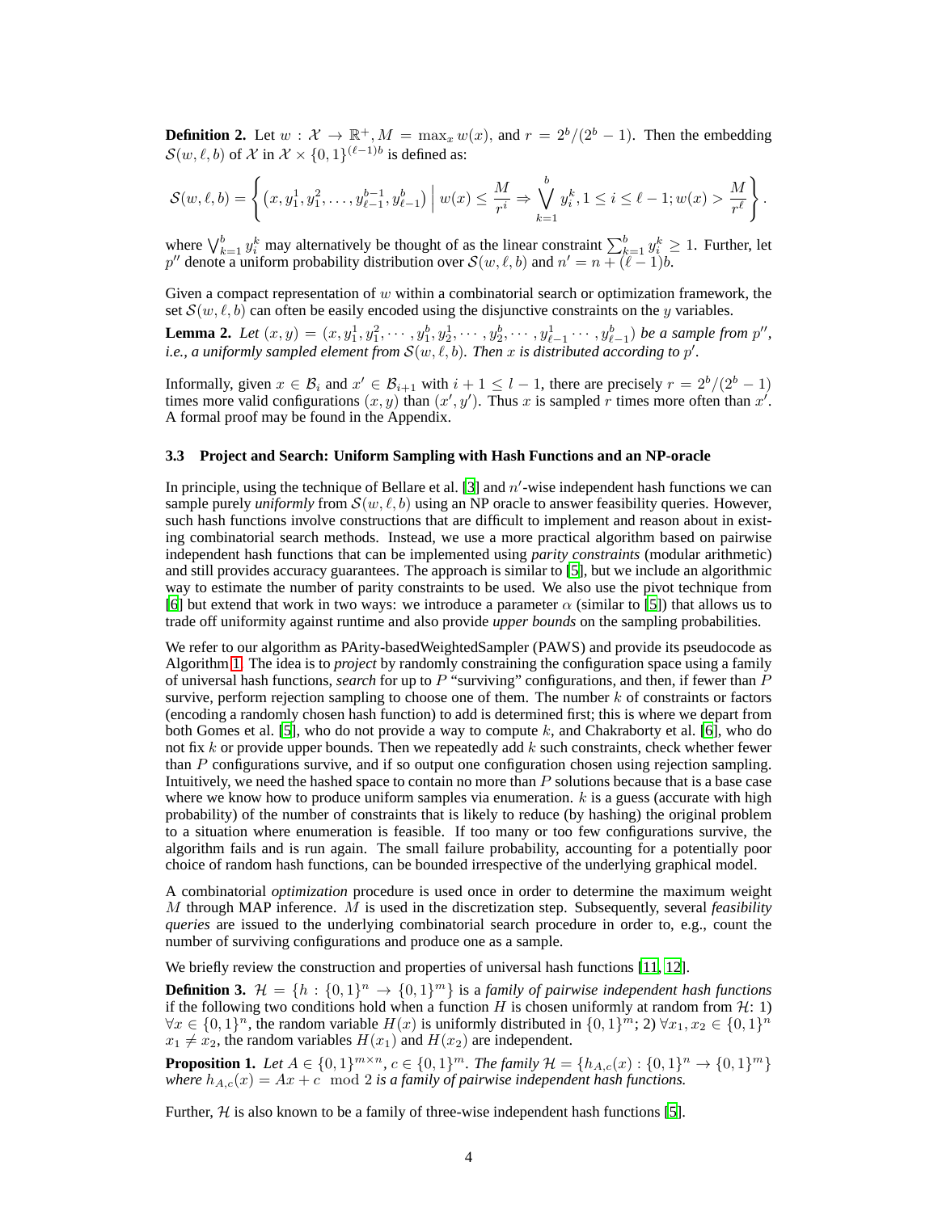**Definition 2.** Let $w : \mathcal{X} \to \mathbb{R}^+, M = \max_x w(x)$, and $r = 2^b/(2^b - 1)$. Then the embedding $\mathcal{S}(w, \ell, b)$ of $\mathcal{X}$ in $\mathcal{X} \times \{0,1\}^{(\ell-1)b}$ is defined as:

$$\mathcal{S}(w, \ell, b) = \left\{ \left(x, y_1^1, y_1^2, \ldots, y_{\ell-1}^{b-1}, y_{\ell-1}^b\right) \;\Big|\; w(x) \leq \frac{M}{r^i} \Rightarrow \bigvee_{k=1}^{b} y_i^k, 1 \leq i \leq \ell - 1; w(x) > \frac{M}{r^\ell} \right\}.$$

where $\bigvee_{k=1}^b y_i^k$ may alternatively be thought of as the linear constraint $\sum_{k=1}^b y_i^k \geq 1$. Further, let $p''$ denote a uniform probability distribution over $\mathcal{S}(w, \ell, b)$ and $n' = n + (\ell - 1)b$.

Given a compact representation of $w$ within a combinatorial search or optimization framework, the set $\mathcal{S}(w, \ell, b)$ can often be easily encoded using the disjunctive constraints on the $y$ variables.

**Lemma 2.** *Let $(x, y) = (x, y_1^1, y_1^2, \cdots, y_1^b, y_2^1, \cdots, y_2^b, \cdots, y_{\ell-1}^1 \cdots, y_{\ell-1}^b)$ be a sample from $p''$, i.e., a uniformly sampled element from $\mathcal{S}(w, \ell, b)$. Then $x$ is distributed according to $p'$.*

Informally, given $x \in \mathcal{B}_i$ and $x' \in \mathcal{B}_{i+1}$ with $i + 1 \leq l - 1$, there are precisely $r = 2^b/(2^b - 1)$ times more valid configurations $(x, y)$ than $(x', y')$. Thus $x$ is sampled $r$ times more often than $x'$. A formal proof may be found in the Appendix.

### 3.3 Project and Search: Uniform Sampling with Hash Functions and an NP-oracle

In principle, using the technique of Bellare et al. [3] and $n'$-wise independent hash functions we can sample purely *uniformly* from $\mathcal{S}(w, \ell, b)$ using an NP oracle to answer feasibility queries. However, such hash functions involve constructions that are difficult to implement and reason about in existing combinatorial search methods. Instead, we use a more practical algorithm based on pairwise independent hash functions that can be implemented using *parity constraints* (modular arithmetic) and still provides accuracy guarantees. The approach is similar to [5], but we include an algorithmic way to estimate the number of parity constraints to be used. We also use the pivot technique from [6] but extend that work in two ways: we introduce a parameter $\alpha$ (similar to [5]) that allows us to trade off uniformity against runtime and also provide *upper bounds* on the sampling probabilities.

We refer to our algorithm as PArity-basedWeightedSampler (PAWS) and provide its pseudocode as Algorithm 1. The idea is to *project* by randomly constraining the configuration space using a family of universal hash functions, *search* for up to $P$ "surviving" configurations, and then, if fewer than $P$ survive, perform rejection sampling to choose one of them. The number $k$ of constraints or factors (encoding a randomly chosen hash function) to add is determined first; this is where we depart from both Gomes et al. [5], who do not provide a way to compute $k$, and Chakraborty et al. [6], who do not fix $k$ or provide upper bounds. Then we repeatedly add $k$ such constraints, check whether fewer than $P$ configurations survive, and if so output one configuration chosen using rejection sampling. Intuitively, we need the hashed space to contain no more than $P$ solutions because that is a base case where we know how to produce uniform samples via enumeration. $k$ is a guess (accurate with high probability) of the number of constraints that is likely to reduce (by hashing) the original problem to a situation where enumeration is feasible. If too many or too few configurations survive, the algorithm fails and is run again. The small failure probability, accounting for a potentially poor choice of random hash functions, can be bounded irrespective of the underlying graphical model.

A combinatorial *optimization* procedure is used once in order to determine the maximum weight $M$ through MAP inference. $M$ is used in the discretization step. Subsequently, several *feasibility queries* are issued to the underlying combinatorial search procedure in order to, e.g., count the number of surviving configurations and produce one as a sample.

We briefly review the construction and properties of universal hash functions [11, 12].

**Definition 3.** $\mathcal{H} = \{h : \{0,1\}^n \to \{0,1\}^m\}$ is a *family of pairwise independent hash functions* if the following two conditions hold when a function $H$ is chosen uniformly at random from $\mathcal{H}$: 1) $\forall x \in \{0,1\}^n$, the random variable $H(x)$ is uniformly distributed in $\{0,1\}^m$; 2) $\forall x_1, x_2 \in \{0,1\}^n$ $x_1 \neq x_2$, the random variables $H(x_1)$ and $H(x_2)$ are independent.

**Proposition 1.** *Let $A \in \{0,1\}^{m \times n}$, $c \in \{0,1\}^m$. The family $\mathcal{H} = \{h_{A,c}(x) : \{0,1\}^n \to \{0,1\}^m\}$ where $h_{A,c}(x) = Ax + c \mod 2$ is a family of pairwise independent hash functions.*

Further, $\mathcal{H}$ is also known to be a family of three-wise independent hash functions [5].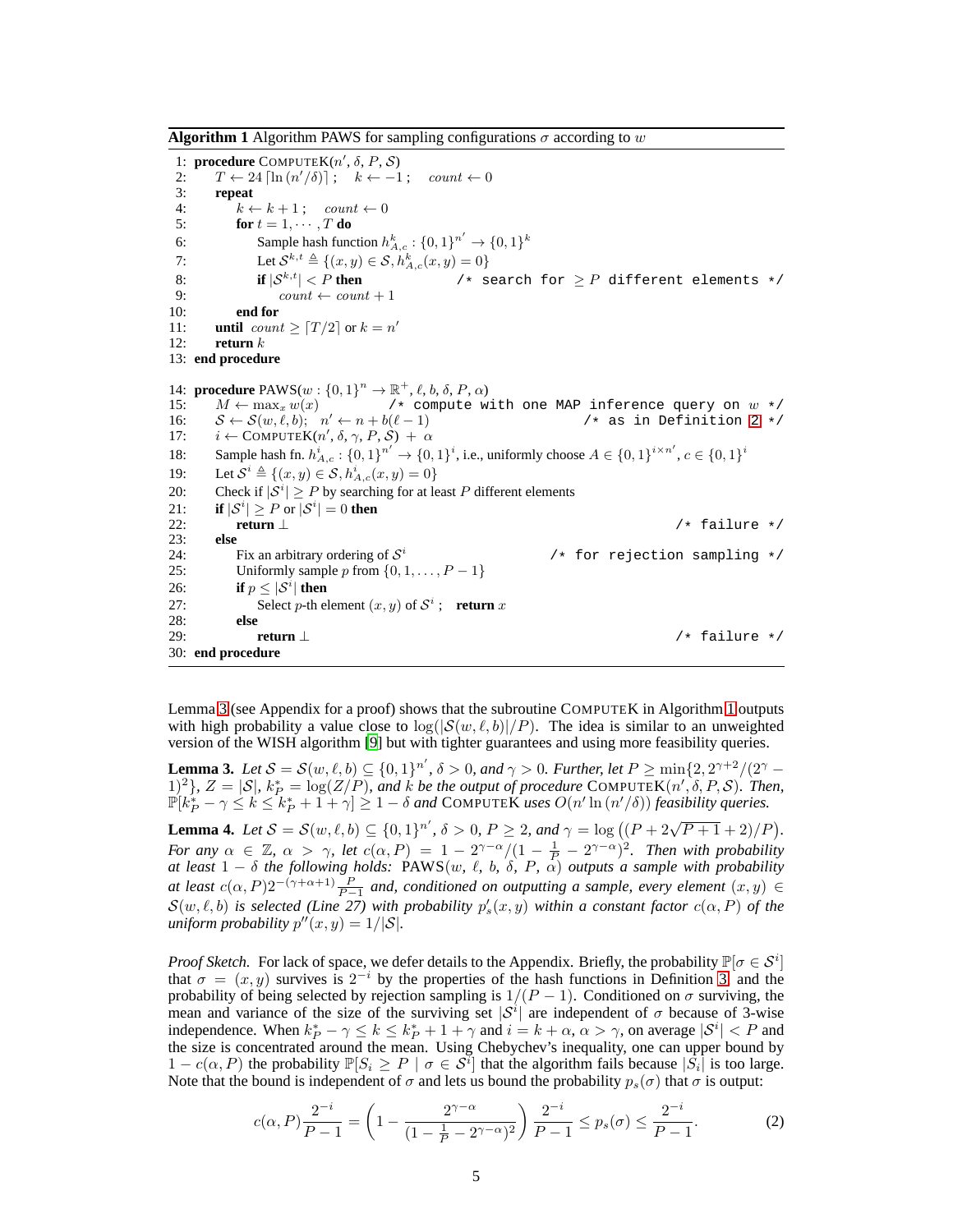**Algorithm 1** Algorithm PAWS for sampling configurations $\sigma$ according to $w$

```
 1: procedure COMPUTEK(n', δ, P, S)
 2:     T ← 24⌈ln(n'/δ)⌉ ;   k ← −1 ;   count ← 0
 3:     repeat
 4:         k ← k + 1 ;   count ← 0
 5:         for t = 1, ··· , T do
 6:             Sample hash function h^k_{A,c} : {0,1}^{n'} → {0,1}^k
 7:             Let S^{k,t} ≜ {(x,y) ∈ S, h^k_{A,c}(x,y) = 0}
 8:             if |S^{k,t}| < P then              /* search for ≥ P different elements */
 9:                 count ← count + 1
10:         end for
11:     until count ≥ ⌈T/2⌉ or k = n'
12:     return k
13: end procedure

14: procedure PAWS(w : {0,1}^n → ℝ^+, ℓ, b, δ, P, α)
15:     M ← max_x w(x)              /* compute with one MAP inference query on w */
16:     S ← S(w, ℓ, b);   n' ← n + b(ℓ − 1)                /* as in Definition 2 */
17:     i ← COMPUTEK(n', δ, γ, P, S) + α
18:     Sample hash fn. h^i_{A,c} : {0,1}^{n'} → {0,1}^i, i.e., uniformly choose A ∈ {0,1}^{i×n'}, c ∈ {0,1}^i
19:     Let S^i ≜ {(x,y) ∈ S, h^i_{A,c}(x,y) = 0}
20:     Check if |S^i| ≥ P by searching for at least P different elements
21:     if |S^i| ≥ P or |S^i| = 0 then
22:         return ⊥                                              /* failure */
23:     else
24:         Fix an arbitrary ordering of S^i                /* for rejection sampling */
25:         Uniformly sample p from {0, 1, ..., P − 1}
26:         if p ≤ |S^i| then
27:             Select p-th element (x,y) of S^i ;   return x
28:         else
29:             return ⊥                                          /* failure */
30: end procedure
```

Lemma 3 (see Appendix for a proof) shows that the subroutine COMPUTEK in Algorithm 1 outputs with high probability a value close to $\log(|\mathcal{S}(w, \ell, b)|/P)$. The idea is similar to an unweighted version of the WISH algorithm [9] but with tighter guarantees and using more feasibility queries.

**Lemma 3.** *Let $\mathcal{S} = \mathcal{S}(w, \ell, b) \subseteq \{0,1\}^{n'}$, $\delta > 0$, and $\gamma > 0$. Further, let $P \geq \min\{2, 2^{\gamma+2}/(2^\gamma - 1)^2\}$, $Z = |\mathcal{S}|$, $k^*_P = \log(Z/P)$, and $k$ be the output of procedure* COMPUTEK$(n', \delta, P, \mathcal{S})$*. Then, $\mathbb{P}[k^*_P - \gamma \leq k \leq k^*_P + 1 + \gamma] \geq 1 - \delta$ and* COMPUTEK *uses $O(n' \ln(n'/\delta))$ feasibility queries.*

**Lemma 4.** *Let $\mathcal{S} = \mathcal{S}(w, \ell, b) \subseteq \{0,1\}^{n'}$, $\delta > 0$, $P \geq 2$, and $\gamma = \log\left((P + 2\sqrt{P+1} + 2)/P\right)$. For any $\alpha \in \mathbb{Z}$, $\alpha > \gamma$, let $c(\alpha, P) = 1 - 2^{\gamma-\alpha}/(1 - \frac{1}{P} - 2^{\gamma-\alpha})^2$. Then with probability at least $1 - \delta$ the following holds:* PAWS$(w,\, \ell,\, b,\, \delta,\, P,\, \alpha)$ *outputs a sample with probability at least $c(\alpha, P) 2^{-(\gamma+\alpha+1)} \frac{P}{P-1}$ and, conditioned on outputting a sample, every element $(x,y) \in \mathcal{S}(w, \ell, b)$ is selected (Line 27) with probability $p'_s(x,y)$ within a constant factor $c(\alpha, P)$ of the uniform probability $p''(x,y) = 1/|\mathcal{S}|$.*

*Proof Sketch.* For lack of space, we defer details to the Appendix. Briefly, the probability $\mathbb{P}[\sigma \in \mathcal{S}^i]$ that $\sigma = (x,y)$ survives is $2^{-i}$ by the properties of the hash functions in Definition 3, and the probability of being selected by rejection sampling is $1/(P-1)$. Conditioned on $\sigma$ surviving, the mean and variance of the size of the surviving set $|\mathcal{S}^i|$ are independent of $\sigma$ because of 3-wise independence. When $k^*_P - \gamma \leq k \leq k^*_P + 1 + \gamma$ and $i = k + \alpha$, $\alpha > \gamma$, on average $|\mathcal{S}^i| < P$ and the size is concentrated around the mean. Using Chebychev's inequality, one can upper bound by $1 - c(\alpha, P)$ the probability $\mathbb{P}[S_i \geq P \mid \sigma \in \mathcal{S}^i]$ that the algorithm fails because $|S_i|$ is too large. Note that the bound is independent of $\sigma$ and lets us bound the probability $p_s(\sigma)$ that $\sigma$ is output:

$$c(\alpha, P) \frac{2^{-i}}{P-1} = \left(1 - \frac{2^{\gamma-\alpha}}{(1 - \frac{1}{P} - 2^{\gamma-\alpha})^2}\right) \frac{2^{-i}}{P-1} \leq p_s(\sigma) \leq \frac{2^{-i}}{P-1}. \tag{2}$$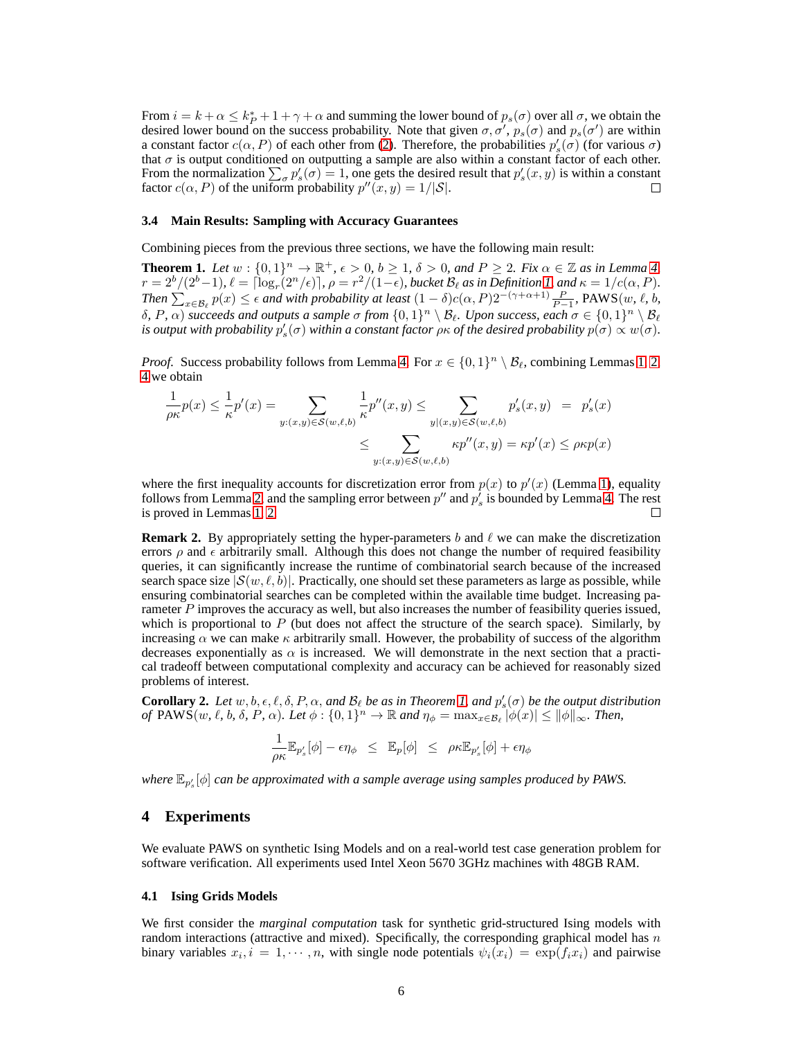From $i = k + \alpha \leq k_P^* + 1 + \gamma + \alpha$ and summing the lower bound of $p_s(\sigma)$ over all $\sigma$, we obtain the desired lower bound on the success probability. Note that given $\sigma, \sigma'$, $p_s(\sigma)$ and $p_s(\sigma')$ are within a constant factor $c(\alpha, P)$ of each other from (2). Therefore, the probabilities $p'_s(\sigma)$ (for various $\sigma$) that $\sigma$ is output conditioned on outputting a sample are also within a constant factor of each other. From the normalization $\sum_\sigma p'_s(\sigma) = 1$, one gets the desired result that $p'_s(x, y)$ is within a constant factor $c(\alpha, P)$ of the uniform probability $p''(x, y) = 1/|\mathcal{S}|$. □

### 3.4 Main Results: Sampling with Accuracy Guarantees

Combining pieces from the previous three sections, we have the following main result:

**Theorem 1.** *Let $w : \{0, 1\}^n \to \mathbb{R}^+$, $\epsilon > 0$, $b \geq 1$, $\delta > 0$, and $P \geq 2$. Fix $\alpha \in \mathbb{Z}$ as in Lemma 4, $r = 2^b/(2^b - 1)$, $\ell = \lceil \log_r(2^n/\epsilon) \rceil$, $\rho = r^2/(1 - \epsilon)$, bucket $\mathcal{B}_\ell$ as in Definition 1, and $\kappa = 1/c(\alpha, P)$. Then $\sum_{x \in \mathcal{B}_\ell} p(x) \leq \epsilon$ and with probability at least $(1 - \delta)c(\alpha, P)2^{-(\gamma+\alpha+1)}\frac{P}{P-1}$, PAWS($w$, $\ell$, $b$, $\delta$, $P$, $\alpha$) succeeds and outputs a sample $\sigma$ from $\{0, 1\}^n \setminus \mathcal{B}_\ell$. Upon success, each $\sigma \in \{0, 1\}^n \setminus \mathcal{B}_\ell$ is output with probability $p'_s(\sigma)$ within a constant factor $\rho\kappa$ of the desired probability $p(\sigma) \propto w(\sigma)$.*

*Proof.* Success probability follows from Lemma 4. For $x \in \{0, 1\}^n \setminus \mathcal{B}_\ell$, combining Lemmas 1, 2, 4 we obtain

$$
\begin{aligned}
\frac{1}{\rho\kappa}p(x) \leq \frac{1}{\kappa}p'(x) = \sum_{y:(x,y)\in\mathcal{S}(w,\ell,b)} \frac{1}{\kappa}p''(x, y) &\leq \sum_{y|(x,y)\in\mathcal{S}(w,\ell,b)} p'_s(x, y) \;\; = \;\; p'_s(x) \\
&\leq \sum_{y:(x,y)\in\mathcal{S}(w,\ell,b)} \kappa p''(x, y) = \kappa p'(x) \leq \rho\kappa p(x)
\end{aligned}
$$

where the first inequality accounts for discretization error from $p(x)$ to $p'(x)$ (Lemma 1), equality follows from Lemma 2, and the sampling error between $p''$ and $p'_s$ is bounded by Lemma 4. The rest is proved in Lemmas 1, 2. □

**Remark 2.** By appropriately setting the hyper-parameters $b$ and $\ell$ we can make the discretization errors $\rho$ and $\epsilon$ arbitrarily small. Although this does not change the number of required feasibility queries, it can significantly increase the runtime of combinatorial search because of the increased search space size $|\mathcal{S}(w, \ell, b)|$. Practically, one should set these parameters as large as possible, while ensuring combinatorial searches can be completed within the available time budget. Increasing parameter $P$ improves the accuracy as well, but also increases the number of feasibility queries issued, which is proportional to $P$ (but does not affect the structure of the search space). Similarly, by increasing $\alpha$ we can make $\kappa$ arbitrarily small. However, the probability of success of the algorithm decreases exponentially as $\alpha$ is increased. We will demonstrate in the next section that a practical tradeoff between computational complexity and accuracy can be achieved for reasonably sized problems of interest.

**Corollary 2.** *Let $w, b, \epsilon, \ell, \delta, P, \alpha$, and $\mathcal{B}_\ell$ be as in Theorem 1, and $p'_s(\sigma)$ be the output distribution of PAWS($w$, $\ell$, $b$, $\delta$, $P$, $\alpha$). Let $\phi : \{0, 1\}^n \to \mathbb{R}$ and $\eta_\phi = \max_{x \in \mathcal{B}_\ell} |\phi(x)| \leq \|\phi\|_\infty$. Then,*

$$
\frac{1}{\rho\kappa}\mathbb{E}_{p'_s}[\phi] - \epsilon\eta_\phi \;\; \leq \;\; \mathbb{E}_p[\phi] \;\; \leq \;\; \rho\kappa\mathbb{E}_{p'_s}[\phi] + \epsilon\eta_\phi
$$

*where $\mathbb{E}_{p'_s}[\phi]$ can be approximated with a sample average using samples produced by PAWS.*

## 4 Experiments

We evaluate PAWS on synthetic Ising Models and on a real-world test case generation problem for software verification. All experiments used Intel Xeon 5670 3GHz machines with 48GB RAM.

### 4.1 Ising Grids Models

We first consider the *marginal computation* task for synthetic grid-structured Ising models with random interactions (attractive and mixed). Specifically, the corresponding graphical model has $n$ binary variables $x_i, i = 1, \cdots, n$, with single node potentials $\psi_i(x_i) = \exp(f_i x_i)$ and pairwise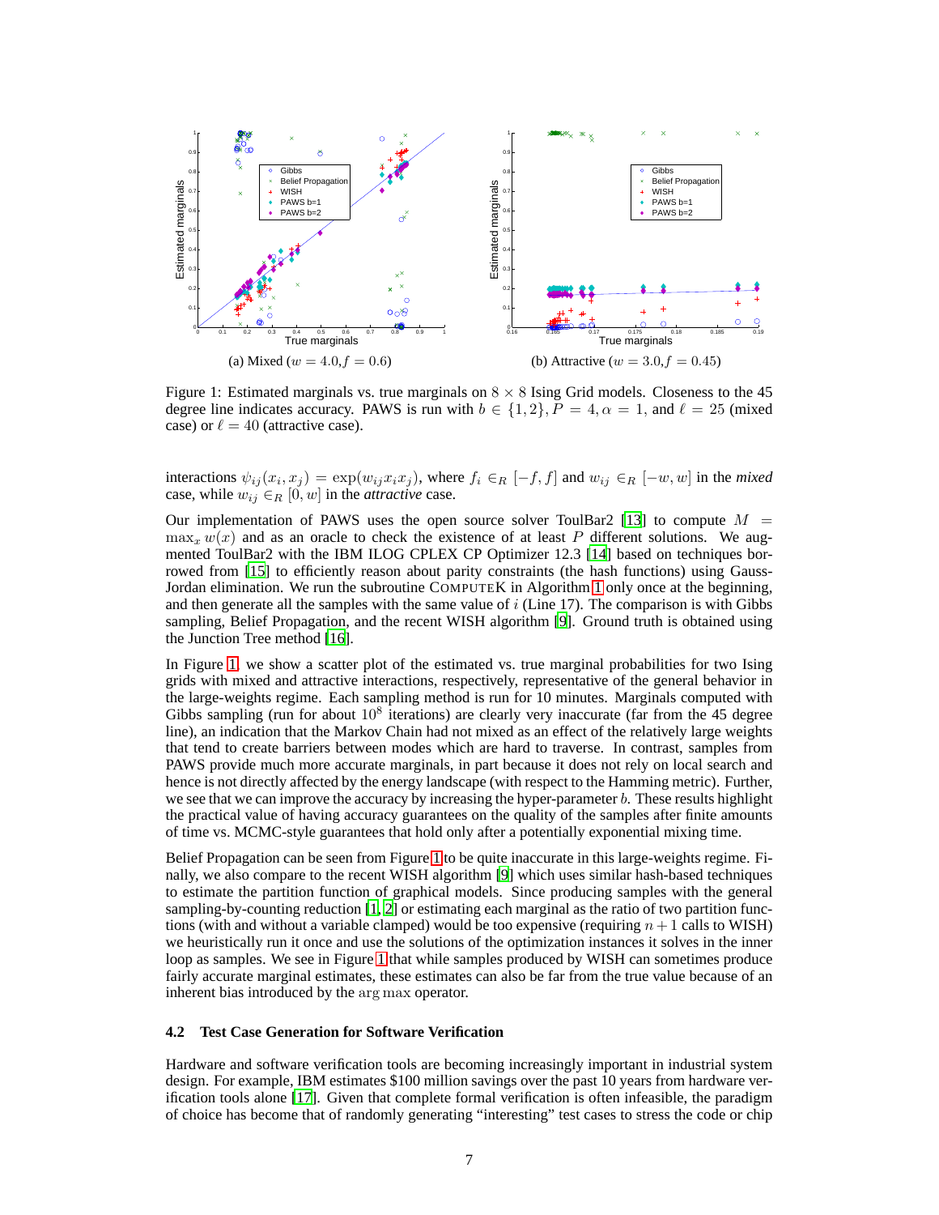(a) Mixed ($w = 4.0, f = 0.6$)

(b) Attractive ($w = 3.0, f = 0.45$)

Figure 1: Estimated marginals vs. true marginals on $8 \times 8$ Ising Grid models. Closeness to the 45 degree line indicates accuracy. PAWS is run with $b \in \{1, 2\}, P = 4, \alpha = 1$, and $\ell = 25$ (mixed case) or $\ell = 40$ (attractive case).

interactions $\psi_{ij}(x_i, x_j) = \exp(w_{ij} x_i x_j)$, where $f_i \in_R [-f, f]$ and $w_{ij} \in_R [-w, w]$ in the *mixed* case, while $w_{ij} \in_R [0, w]$ in the *attractive* case.

Our implementation of PAWS uses the open source solver ToulBar2 [13] to compute $M = \max_x w(x)$ and as an oracle to check the existence of at least $P$ different solutions. We augmented ToulBar2 with the IBM ILOG CPLEX CP Optimizer 12.3 [14] based on techniques borrowed from [15] to efficiently reason about parity constraints (the hash functions) using Gauss-Jordan elimination. We run the subroutine COMPUTEK in Algorithm 1 only once at the beginning, and then generate all the samples with the same value of $i$ (Line 17). The comparison is with Gibbs sampling, Belief Propagation, and the recent WISH algorithm [9]. Ground truth is obtained using the Junction Tree method [16].

In Figure 1, we show a scatter plot of the estimated vs. true marginal probabilities for two Ising grids with mixed and attractive interactions, respectively, representative of the general behavior in the large-weights regime. Each sampling method is run for 10 minutes. Marginals computed with Gibbs sampling (run for about $10^8$ iterations) are clearly very inaccurate (far from the 45 degree line), an indication that the Markov Chain had not mixed as an effect of the relatively large weights that tend to create barriers between modes which are hard to traverse. In contrast, samples from PAWS provide much more accurate marginals, in part because it does not rely on local search and hence is not directly affected by the energy landscape (with respect to the Hamming metric). Further, we see that we can improve the accuracy by increasing the hyper-parameter $b$. These results highlight the practical value of having accuracy guarantees on the quality of the samples after finite amounts of time vs. MCMC-style guarantees that hold only after a potentially exponential mixing time.

Belief Propagation can be seen from Figure 1 to be quite inaccurate in this large-weights regime. Finally, we also compare to the recent WISH algorithm [9] which uses similar hash-based techniques to estimate the partition function of graphical models. Since producing samples with the general sampling-by-counting reduction [1, 2] or estimating each marginal as the ratio of two partition functions (with and without a variable clamped) would be too expensive (requiring $n + 1$ calls to WISH) we heuristically run it once and use the solutions of the optimization instances it solves in the inner loop as samples. We see in Figure 1 that while samples produced by WISH can sometimes produce fairly accurate marginal estimates, these estimates can also be far from the true value because of an inherent bias introduced by the $\arg\max$ operator.

### 4.2 Test Case Generation for Software Verification

Hardware and software verification tools are becoming increasingly important in industrial system design. For example, IBM estimates \$100 million savings over the past 10 years from hardware verification tools alone [17]. Given that complete formal verification is often infeasible, the paradigm of choice has become that of randomly generating "interesting" test cases to stress the code or chip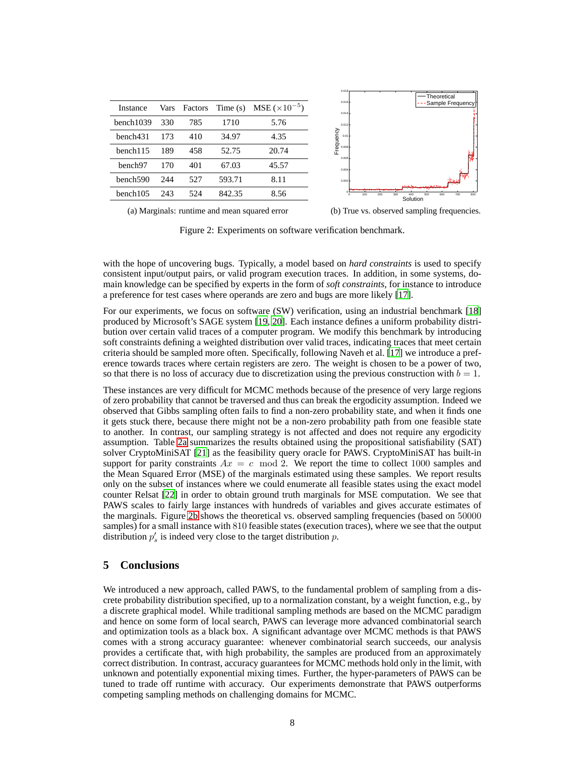| Instance | Vars | Factors | Time (s) | MSE ($\times 10^{-5}$) |
|---|---|---|---|---|
| bench1039 | 330 | 785 | 1710 | 5.76 |
| bench431 | 173 | 410 | 34.97 | 4.35 |
| bench115 | 189 | 458 | 52.75 | 20.74 |
| bench97 | 170 | 401 | 67.03 | 45.57 |
| bench590 | 244 | 527 | 593.71 | 8.11 |
| bench105 | 243 | 524 | 842.35 | 8.56 |

(a) Marginals: runtime and mean squared error

(b) True vs. observed sampling frequencies.

Figure 2: Experiments on software verification benchmark.

with the hope of uncovering bugs. Typically, a model based on *hard constraints* is used to specify consistent input/output pairs, or valid program execution traces. In addition, in some systems, domain knowledge can be specified by experts in the form of *soft constraints*, for instance to introduce a preference for test cases where operands are zero and bugs are more likely [17].

For our experiments, we focus on software (SW) verification, using an industrial benchmark [18] produced by Microsoft's SAGE system [19, 20]. Each instance defines a uniform probability distribution over certain valid traces of a computer program. We modify this benchmark by introducing soft constraints defining a weighted distribution over valid traces, indicating traces that meet certain criteria should be sampled more often. Specifically, following Naveh et al. [17] we introduce a preference towards traces where certain registers are zero. The weight is chosen to be a power of two, so that there is no loss of accuracy due to discretization using the previous construction with $b = 1$.

These instances are very difficult for MCMC methods because of the presence of very large regions of zero probability that cannot be traversed and thus can break the ergodicity assumption. Indeed we observed that Gibbs sampling often fails to find a non-zero probability state, and when it finds one it gets stuck there, because there might not be a non-zero probability path from one feasible state to another. In contrast, our sampling strategy is not affected and does not require any ergodicity assumption. Table 2a summarizes the results obtained using the propositional satisfiability (SAT) solver CryptoMiniSAT [21] as the feasibility query oracle for PAWS. CryptoMiniSAT has built-in support for parity constraints $Ax = c \mod 2$. We report the time to collect $1000$ samples and the Mean Squared Error (MSE) of the marginals estimated using these samples. We report results only on the subset of instances where we could enumerate all feasible states using the exact model counter Relsat [22] in order to obtain ground truth marginals for MSE computation. We see that PAWS scales to fairly large instances with hundreds of variables and gives accurate estimates of the marginals. Figure 2b shows the theoretical vs. observed sampling frequencies (based on $50000$ samples) for a small instance with $810$ feasible states (execution traces), where we see that the output distribution $p'_s$ is indeed very close to the target distribution $p$.

## 5 Conclusions

We introduced a new approach, called PAWS, to the fundamental problem of sampling from a discrete probability distribution specified, up to a normalization constant, by a weight function, e.g., by a discrete graphical model. While traditional sampling methods are based on the MCMC paradigm and hence on some form of local search, PAWS can leverage more advanced combinatorial search and optimization tools as a black box. A significant advantage over MCMC methods is that PAWS comes with a strong accuracy guarantee: whenever combinatorial search succeeds, our analysis provides a certificate that, with high probability, the samples are produced from an approximately correct distribution. In contrast, accuracy guarantees for MCMC methods hold only in the limit, with unknown and potentially exponential mixing times. Further, the hyper-parameters of PAWS can be tuned to trade off runtime with accuracy. Our experiments demonstrate that PAWS outperforms competing sampling methods on challenging domains for MCMC.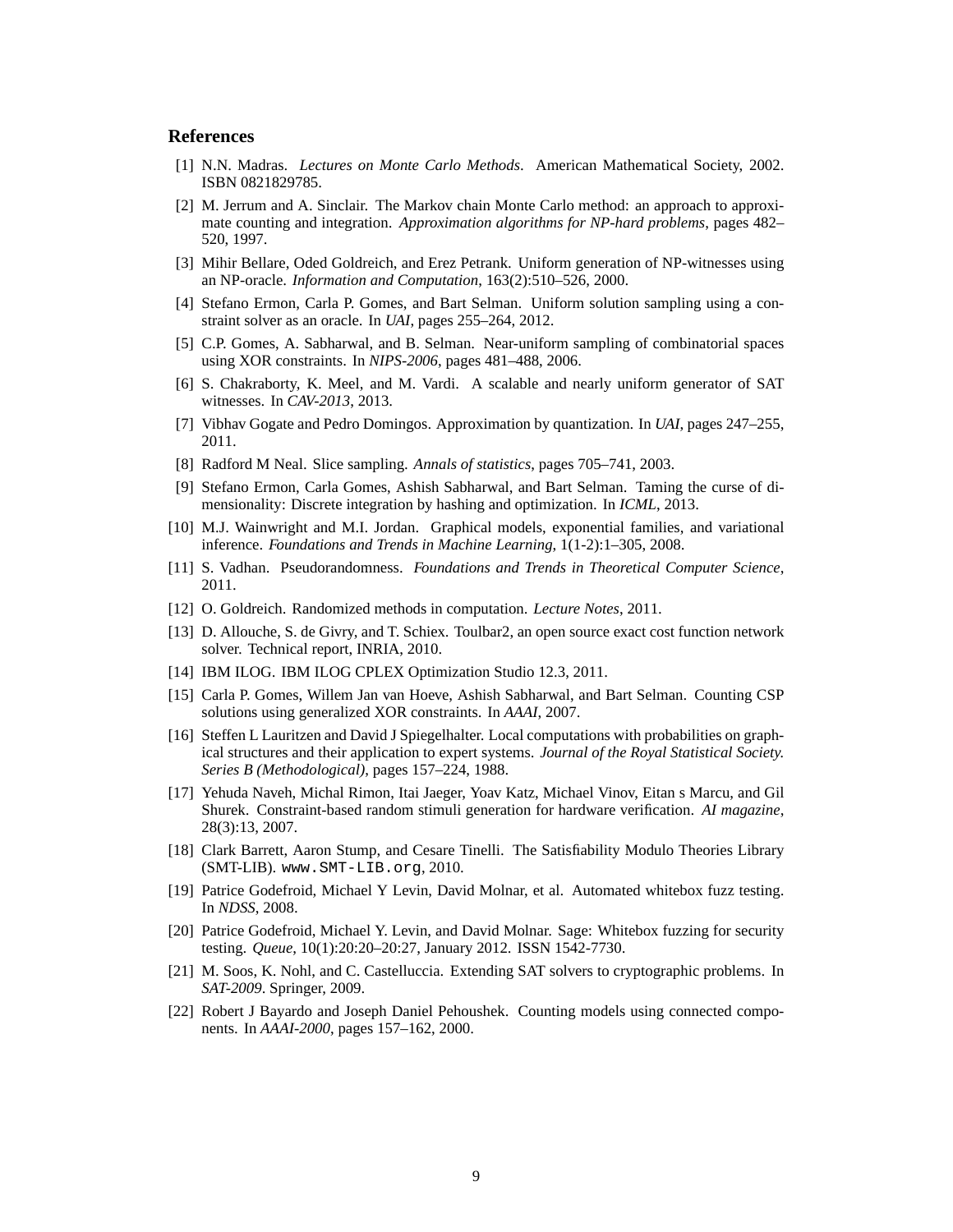## References

[1] N.N. Madras. *Lectures on Monte Carlo Methods*. American Mathematical Society, 2002. ISBN 0821829785.

[2] M. Jerrum and A. Sinclair. The Markov chain Monte Carlo method: an approach to approximate counting and integration. *Approximation algorithms for NP-hard problems*, pages 482–520, 1997.

[3] Mihir Bellare, Oded Goldreich, and Erez Petrank. Uniform generation of NP-witnesses using an NP-oracle. *Information and Computation*, 163(2):510–526, 2000.

[4] Stefano Ermon, Carla P. Gomes, and Bart Selman. Uniform solution sampling using a constraint solver as an oracle. In *UAI*, pages 255–264, 2012.

[5] C.P. Gomes, A. Sabharwal, and B. Selman. Near-uniform sampling of combinatorial spaces using XOR constraints. In *NIPS-2006*, pages 481–488, 2006.

[6] S. Chakraborty, K. Meel, and M. Vardi. A scalable and nearly uniform generator of SAT witnesses. In *CAV-2013*, 2013.

[7] Vibhav Gogate and Pedro Domingos. Approximation by quantization. In *UAI*, pages 247–255, 2011.

[8] Radford M Neal. Slice sampling. *Annals of statistics*, pages 705–741, 2003.

[9] Stefano Ermon, Carla Gomes, Ashish Sabharwal, and Bart Selman. Taming the curse of dimensionality: Discrete integration by hashing and optimization. In *ICML*, 2013.

[10] M.J. Wainwright and M.I. Jordan. Graphical models, exponential families, and variational inference. *Foundations and Trends in Machine Learning*, 1(1-2):1–305, 2008.

[11] S. Vadhan. Pseudorandomness. *Foundations and Trends in Theoretical Computer Science*, 2011.

[12] O. Goldreich. Randomized methods in computation. *Lecture Notes*, 2011.

[13] D. Allouche, S. de Givry, and T. Schiex. Toulbar2, an open source exact cost function network solver. Technical report, INRIA, 2010.

[14] IBM ILOG. IBM ILOG CPLEX Optimization Studio 12.3, 2011.

[15] Carla P. Gomes, Willem Jan van Hoeve, Ashish Sabharwal, and Bart Selman. Counting CSP solutions using generalized XOR constraints. In *AAAI*, 2007.

[16] Steffen L Lauritzen and David J Spiegelhalter. Local computations with probabilities on graphical structures and their application to expert systems. *Journal of the Royal Statistical Society. Series B (Methodological)*, pages 157–224, 1988.

[17] Yehuda Naveh, Michal Rimon, Itai Jaeger, Yoav Katz, Michael Vinov, Eitan s Marcu, and Gil Shurek. Constraint-based random stimuli generation for hardware verification. *AI magazine*, 28(3):13, 2007.

[18] Clark Barrett, Aaron Stump, and Cesare Tinelli. The Satisfiability Modulo Theories Library (SMT-LIB). `www.SMT-LIB.org`, 2010.

[19] Patrice Godefroid, Michael Y Levin, David Molnar, et al. Automated whitebox fuzz testing. In *NDSS*, 2008.

[20] Patrice Godefroid, Michael Y. Levin, and David Molnar. Sage: Whitebox fuzzing for security testing. *Queue*, 10(1):20:20–20:27, January 2012. ISSN 1542-7730.

[21] M. Soos, K. Nohl, and C. Castelluccia. Extending SAT solvers to cryptographic problems. In *SAT-2009*. Springer, 2009.

[22] Robert J Bayardo and Joseph Daniel Pehoushek. Counting models using connected components. In *AAAI-2000*, pages 157–162, 2000.